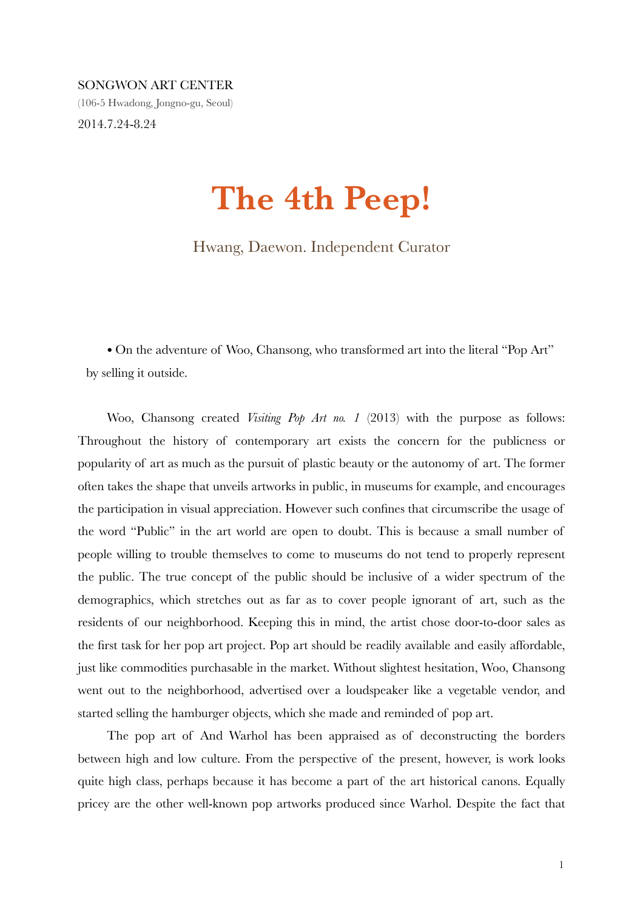SONGWON ART CENTER

(106-5 Hwadong, Jongno-gu, Seoul)

2014.7.24-8.24

# The 4th Peep!

Hwang, Daewon. Independent Curator

• On the adventure of Woo, Chansong, who transformed art into the literal "Pop Art" by selling it outside.

Woo, Chansong created *Visiting Pop Art no. 1* (2013) with the purpose as follows: Throughout the history of contemporary art exists the concern for the publicness or popularity of art as much as the pursuit of plastic beauty or the autonomy of art. The former often takes the shape that unveils artworks in public, in museums for example, and encourages the participation in visual appreciation. However such confines that circumscribe the usage of the word "Public" in the art world are open to doubt. This is because a small number of people willing to trouble themselves to come to museums do not tend to properly represent the public. The true concept of the public should be inclusive of a wider spectrum of the demographics, which stretches out as far as to cover people ignorant of art, such as the residents of our neighborhood. Keeping this in mind, the artist chose door-to-door sales as the first task for her pop art project. Pop art should be readily available and easily affordable, just like commodities purchasable in the market. Without slightest hesitation, Woo, Chansong went out to the neighborhood, advertised over a loudspeaker like a vegetable vendor, and started selling the hamburger objects, which she made and reminded of pop art.

The pop art of And Warhol has been appraised as of deconstructing the borders between high and low culture. From the perspective of the present, however, is work looks quite high class, perhaps because it has become a part of the art historical canons. Equally pricey are the other well-known pop artworks produced since Warhol. Despite the fact that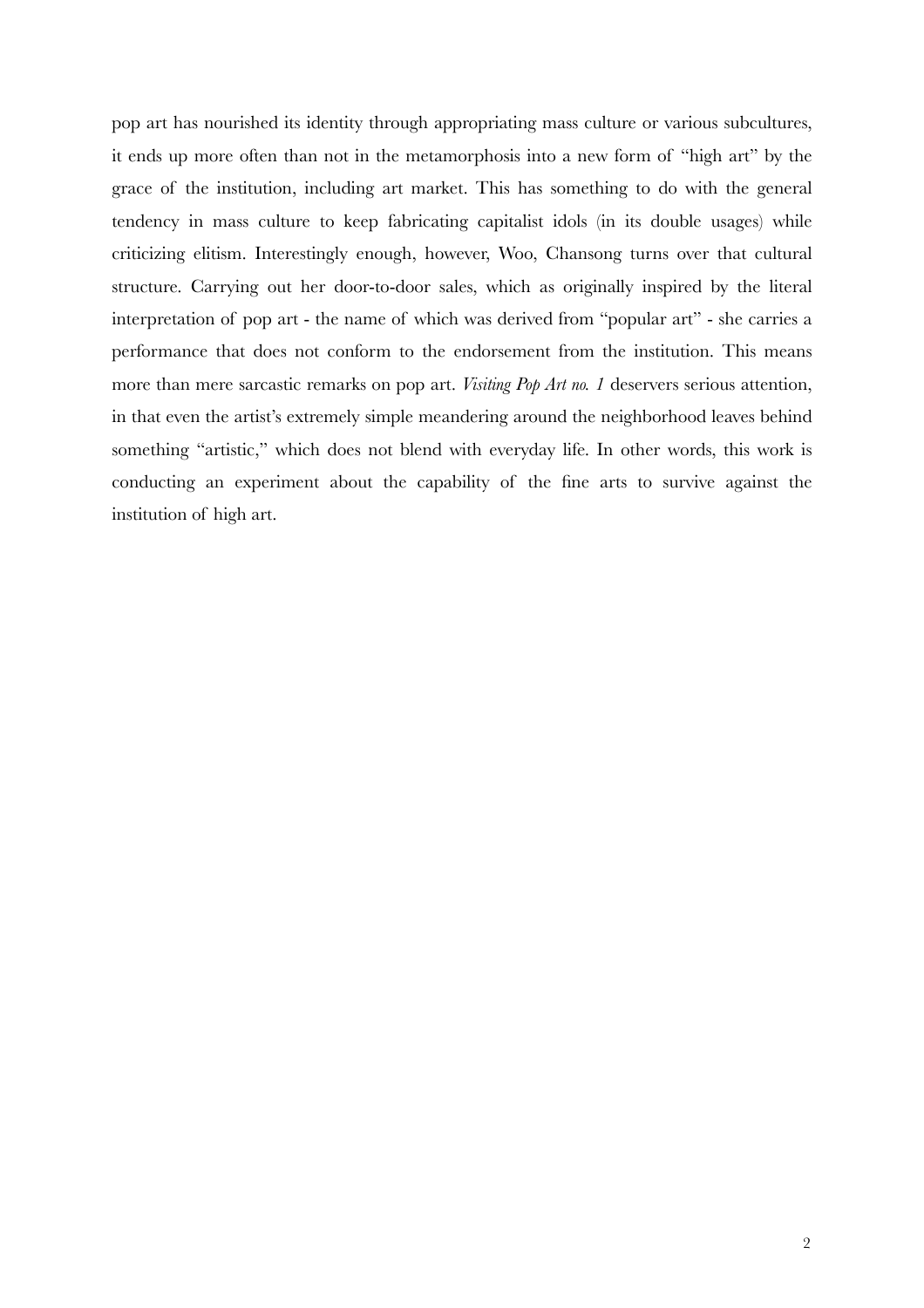pop art has nourished its identity through appropriating mass culture or various subcultures, it ends up more often than not in the metamorphosis into a new form of "high art" by the grace of the institution, including art market. This has something to do with the general tendency in mass culture to keep fabricating capitalist idols (in its double usages) while criticizing elitism. Interestingly enough, however, Woo, Chansong turns over that cultural structure. Carrying out her door-to-door sales, which as originally inspired by the literal interpretation of pop art - the name of which was derived from "popular art" - she carries a performance that does not conform to the endorsement from the institution. This means more than mere sarcastic remarks on pop art. *Visiting Pop Art no. 1* deservers serious attention, in that even the artist's extremely simple meandering around the neighborhood leaves behind something "artistic," which does not blend with everyday life. In other words, this work is conducting an experiment about the capability of the fine arts to survive against the institution of high art.